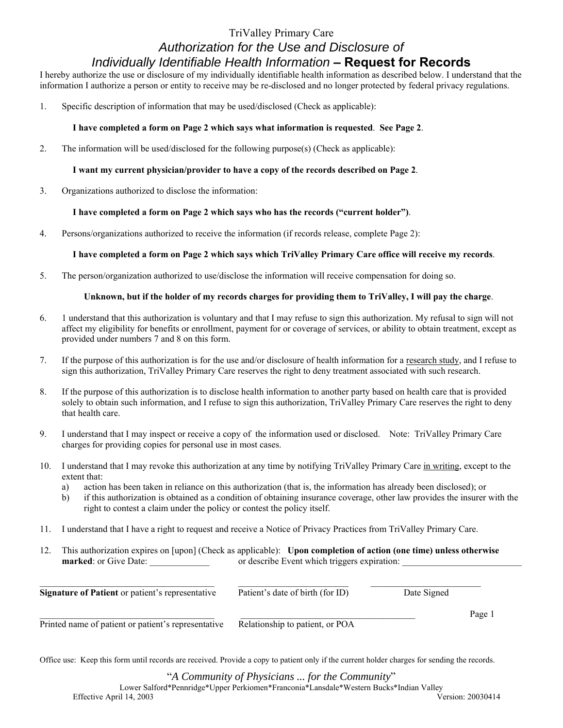TriValley Primary Care

# *Authorization for the Use and Disclosure of Individually Identifiable Health Information* – Request for Records

I hereby authorize the use or disclosure of my individually identifiable health information as described below. I understand that the information I authorize a person or entity to receive may be re-disclosed and no longer protected by federal privacy regulations.

1. Specific description of information that may be used/disclosed (Check as applicable):

   **I have completed a form on Page 2 which says what information is requested**. **See Page 2**.

2. The information will be used/disclosed for the following purpose(s) (Check as applicable):

   **I want my current physician/provider to have a copy of the records described on Page 2**.

3. Organizations authorized to disclose the information:

   **I have completed a form on Page 2 which says who has the records ("current holder")**.

4. Persons/organizations authorized to receive the information (if records release, complete Page 2):

   **I have completed a form on Page 2 which says which TriValley Primary Care office will receive my records**.

5. The person/organization authorized to use/disclose the information will receive compensation for doing so.

   **Unknown, but if the holder of my records charges for providing them to TriValley, I will pay the charge**.

6. 1 understand that this authorization is voluntary and that I may refuse to sign this authorization. My refusal to sign will not affect my eligibility for benefits or enrollment, payment for or coverage of services, or ability to obtain treatment, except as provided under numbers 7 and 8 on this form.

7. If the purpose of this authorization is for the use and/or disclosure of health information for a research study, and I refuse to sign this authorization, TriValley Primary Care reserves the right to deny treatment associated with such research.

8. If the purpose of this authorization is to disclose health information to another party based on health care that is provided solely to obtain such information, and I refuse to sign this authorization, TriValley Primary Care reserves the right to deny that health care.

9. I understand that I may inspect or receive a copy of the information used or disclosed. Note: TriValley Primary Care charges for providing copies for personal use in most cases.

10. I understand that I may revoke this authorization at any time by notifying TriValley Primary Care in writing, except to the extent that:
    a) action has been taken in reliance on this authorization (that is, the information has already been disclosed); or
    b) if this authorization is obtained as a condition of obtaining insurance coverage, other law provides the insurer with the right to contest a claim under the policy or contest the policy itself.

11. I understand that I have a right to request and receive a Notice of Privacy Practices from TriValley Primary Care.

12. This authorization expires on [upon] (Check as applicable): **Upon completion of action (one time) unless otherwise marked**: or Give Date: _____________ or describe Event which triggers expiration: __________________________

_______________________________________ ________________________ ________________________

**Signature of Patient** or patient's representative     Patient's date of birth (for ID)     Date Signed

_______________________________________ ______________________________________

Printed name of patient or patient's representative     Relationship to patient, or POA

Office use: Keep this form until records are received. Provide a copy to patient only if the current holder charges for sending the records.

"*A Community of Physicians ... for the Community*"

Lower Salford*Pennridge*Upper Perkiomen*Franconia*Lansdale*Western Bucks*Indian Valley

Effective April 14, 2003     Version: 20030414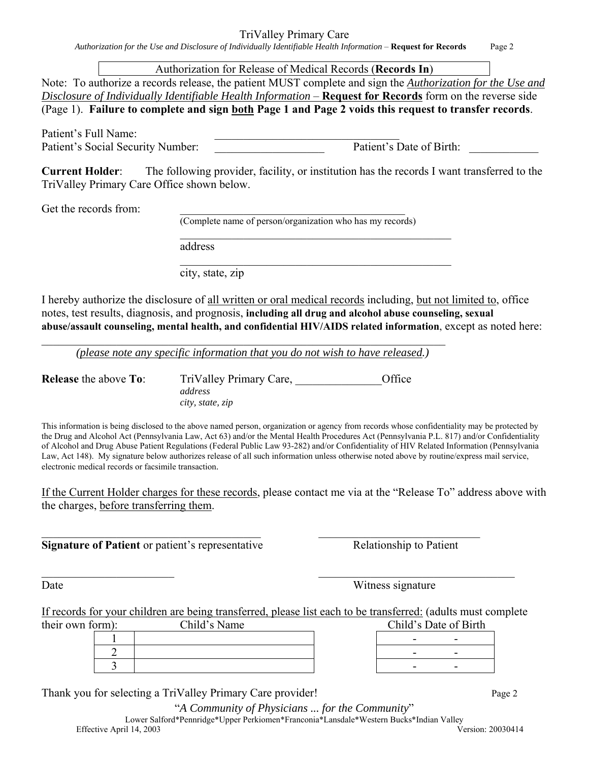Authorization for Release of Medical Records (**Records In**)

Note: To authorize a records release, the patient MUST complete and sign the *Authorization for the Use and Disclosure of Individually Identifiable Health Information* – **Request for Records** form on the reverse side (Page 1). **Failure to complete and sign both Page 1 and Page 2 voids this request to transfer records**.

Patient's Full Name: ________________________________

Patient's Social Security Number: ___________________ Patient's Date of Birth: ____________

**Current Holder**: The following provider, facility, or institution has the records I want transferred to the TriValley Primary Care Office shown below.

Get the records from: ________________________________________
(Complete name of person/organization who has my records)

________________________________________
address

________________________________________
city, state, zip

I hereby authorize the disclosure of all written or oral medical records including, but not limited to, office notes, test results, diagnosis, and prognosis, **including all drug and alcohol abuse counseling, sexual abuse/assault counseling, mental health, and confidential HIV/AIDS related information**, except as noted here:

________________________________________________________________________

*(please note any specific information that you do not wish to have released.)*

**Release** the above **To**: TriValley Primary Care, _______________Office
*address*
*city, state, zip*

This information is being disclosed to the above named person, organization or agency from records whose confidentiality may be protected by the Drug and Alcohol Act (Pennsylvania Law, Act 63) and/or the Mental Health Procedures Act (Pennsylvania P.L. 817) and/or Confidentiality of Alcohol and Drug Abuse Patient Regulations (Federal Public Law 93-282) and/or Confidentiality of HIV Related Information (Pennsylvania Law, Act 148). My signature below authorizes release of all such information unless otherwise noted above by routine/express mail service, electronic medical records or facsimile transaction.

If the Current Holder charges for these records, please contact me via at the "Release To" address above with the charges, before transferring them.

________________________________________ ______________________________

**Signature of Patient** or patient's representative Relationship to Patient

________________________ ____________________________________

Date Witness signature

If records for your children are being transferred, please list each to be transferred: (adults must complete their own form):

| | Child's Name | Child's Date of Birth |
|---|---|---|
| 1 | | - - |
| 2 | | - - |
| 3 | | - - |

Thank you for selecting a TriValley Primary Care provider!

"*A Community of Physicians ... for the Community*"

Lower Salford*Pennridge*Upper Perkiomen*Franconia*Lansdale*Western Bucks*Indian Valley

Effective April 14, 2003 Version: 20030414